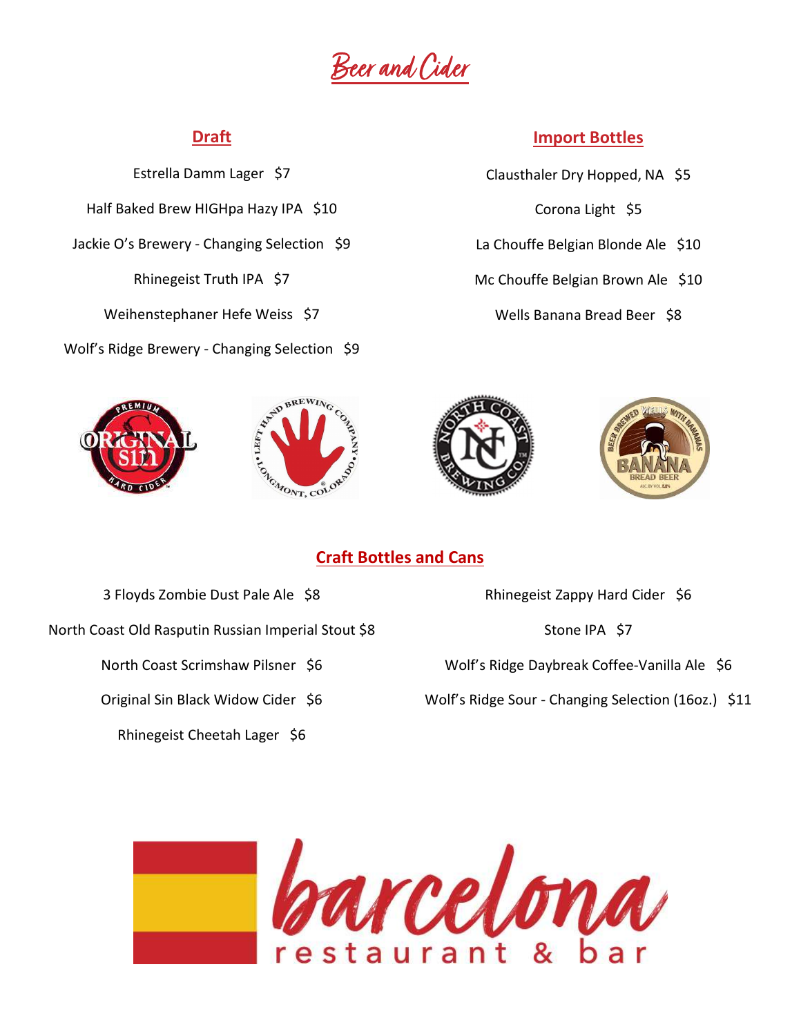# Beer and Cider

## Draft

Estrella Damm Lager   $7

Half Baked Brew HIGHpa Hazy IPA   $10

Jackie O's Brewery - Changing Selection   $9

Rhinegeist Truth IPA   $7

Weihenstephaner Hefe Weiss   $7

Wolf's Ridge Brewery - Changing Selection   $9

## Import Bottles

Clausthaler Dry Hopped, NA   $5

Corona Light   $5

La Chouffe Belgian Blonde Ale   $10

Mc Chouffe Belgian Brown Ale   $10

Wells Banana Bread Beer   $8

## Craft Bottles and Cans

3 Floyds Zombie Dust Pale Ale   $8

North Coast Old Rasputin Russian Imperial Stout $8

North Coast Scrimshaw Pilsner   $6

Original Sin Black Widow Cider   $6

Rhinegeist Cheetah Lager   $6

Rhinegeist Zappy Hard Cider   $6

Stone IPA   $7

Wolf's Ridge Daybreak Coffee-Vanilla Ale   $6

Wolf's Ridge Sour - Changing Selection (16oz.)   $11

barcelona restaurant & bar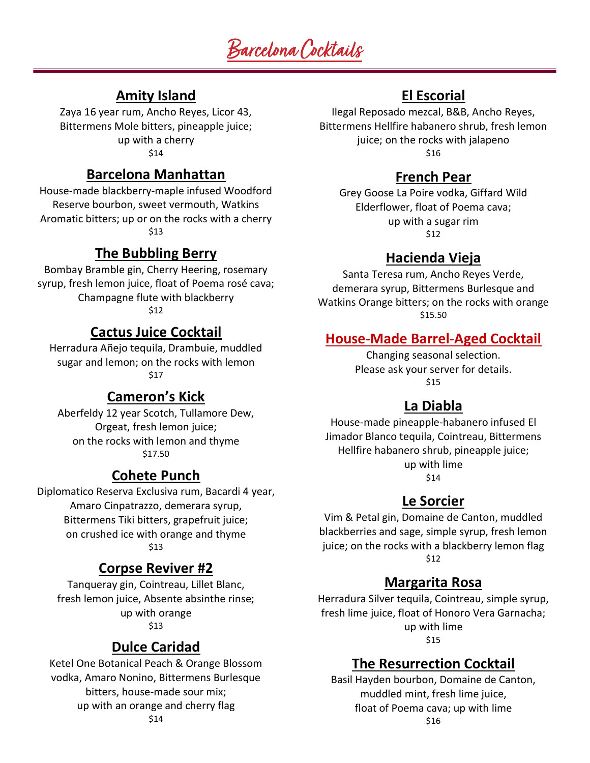# Barcelona Cocktails

## Amity Island

Zaya 16 year rum, Ancho Reyes, Licor 43, Bittermens Mole bitters, pineapple juice; up with a cherry

$14

## Barcelona Manhattan

House-made blackberry-maple infused Woodford Reserve bourbon, sweet vermouth, Watkins Aromatic bitters; up or on the rocks with a cherry

$13

## The Bubbling Berry

Bombay Bramble gin, Cherry Heering, rosemary syrup, fresh lemon juice, float of Poema rosé cava; Champagne flute with blackberry

$12

## Cactus Juice Cocktail

Herradura Añejo tequila, Drambuie, muddled sugar and lemon; on the rocks with lemon

$17

## Cameron's Kick

Aberfeldy 12 year Scotch, Tullamore Dew, Orgeat, fresh lemon juice; on the rocks with lemon and thyme

$17.50

## Cohete Punch

Diplomatico Reserva Exclusiva rum, Bacardi 4 year, Amaro Cinpatrazzo, demerara syrup, Bittermens Tiki bitters, grapefruit juice; on crushed ice with orange and thyme

$13

## Corpse Reviver #2

Tanqueray gin, Cointreau, Lillet Blanc, fresh lemon juice, Absente absinthe rinse; up with orange

$13

## Dulce Caridad

Ketel One Botanical Peach & Orange Blossom vodka, Amaro Nonino, Bittermens Burlesque bitters, house-made sour mix; up with an orange and cherry flag

$14

## El Escorial

Ilegal Reposado mezcal, B&B, Ancho Reyes, Bittermens Hellfire habanero shrub, fresh lemon juice; on the rocks with jalapeno

$16

## French Pear

Grey Goose La Poire vodka, Giffard Wild Elderflower, float of Poema cava; up with a sugar rim

$12

## Hacienda Vieja

Santa Teresa rum, Ancho Reyes Verde, demerara syrup, Bittermens Burlesque and Watkins Orange bitters; on the rocks with orange

$15.50

## House-Made Barrel-Aged Cocktail

Changing seasonal selection. Please ask your server for details.

$15

## La Diabla

House-made pineapple-habanero infused El Jimador Blanco tequila, Cointreau, Bittermens Hellfire habanero shrub, pineapple juice; up with lime

$14

## Le Sorcier

Vim & Petal gin, Domaine de Canton, muddled blackberries and sage, simple syrup, fresh lemon juice; on the rocks with a blackberry lemon flag

$12

## Margarita Rosa

Herradura Silver tequila, Cointreau, simple syrup, fresh lime juice, float of Honoro Vera Garnacha; up with lime

$15

## The Resurrection Cocktail

Basil Hayden bourbon, Domaine de Canton, muddled mint, fresh lime juice, float of Poema cava; up with lime

$16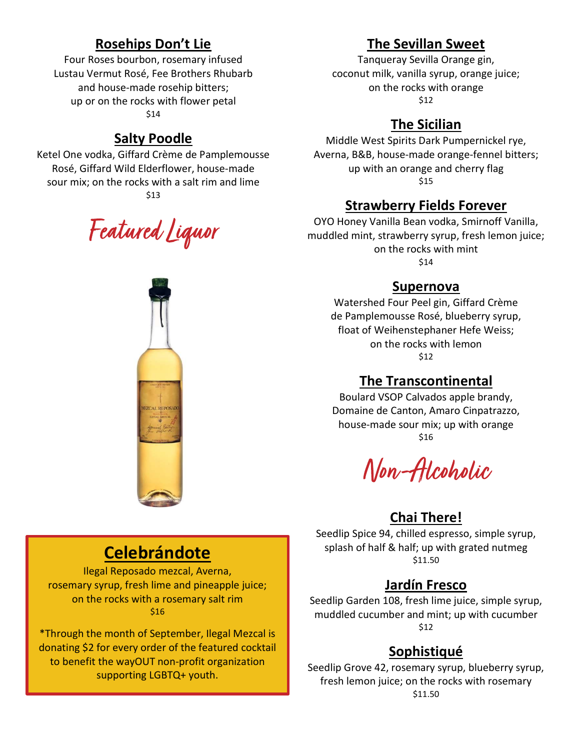## Rosehips Don't Lie

Four Roses bourbon, rosemary infused Lustau Vermut Rosé, Fee Brothers Rhubarb and house-made rosehip bitters; up or on the rocks with flower petal

$14

## Salty Poodle

Ketel One vodka, Giffard Crème de Pamplemousse Rosé, Giffard Wild Elderflower, house-made sour mix; on the rocks with a salt rim and lime

$13

# Featured Liquor

## Celebrándote

Ilegal Reposado mezcal, Averna, rosemary syrup, fresh lime and pineapple juice; on the rocks with a rosemary salt rim

$16

*Through the month of September, Ilegal Mezcal is donating $2 for every order of the featured cocktail to benefit the wayOUT non-profit organization supporting LGBTQ+ youth.

## The Sevillan Sweet

Tanqueray Sevilla Orange gin, coconut milk, vanilla syrup, orange juice; on the rocks with orange

$12

## The Sicilian

Middle West Spirits Dark Pumpernickel rye, Averna, B&B, house-made orange-fennel bitters; up with an orange and cherry flag

$15

## Strawberry Fields Forever

OYO Honey Vanilla Bean vodka, Smirnoff Vanilla, muddled mint, strawberry syrup, fresh lemon juice; on the rocks with mint

$14

## Supernova

Watershed Four Peel gin, Giffard Crème de Pamplemousse Rosé, blueberry syrup, float of Weihenstephaner Hefe Weiss; on the rocks with lemon

$12

## The Transcontinental

Boulard VSOP Calvados apple brandy, Domaine de Canton, Amaro Cinpatrazzo, house-made sour mix; up with orange

$16

# Non-Alcoholic

## Chai There!

Seedlip Spice 94, chilled espresso, simple syrup, splash of half & half; up with grated nutmeg

$11.50

## Jardín Fresco

Seedlip Garden 108, fresh lime juice, simple syrup, muddled cucumber and mint; up with cucumber

$12

## Sophistiqué

Seedlip Grove 42, rosemary syrup, blueberry syrup, fresh lemon juice; on the rocks with rosemary

$11.50